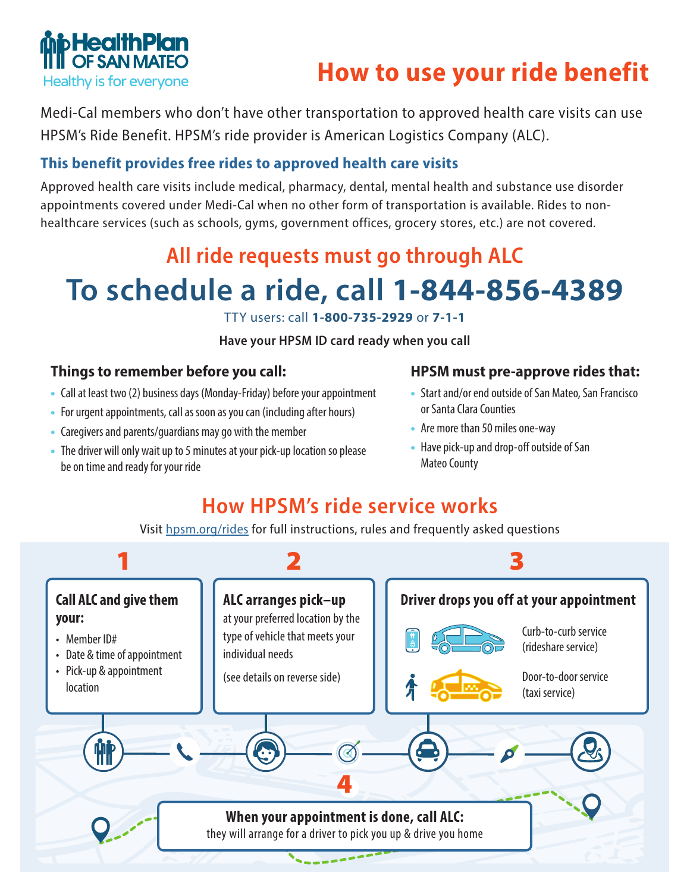HealthPlan OF SAN MATEO
Healthy is for everyone

# How to use your ride benefit

Medi-Cal members who don't have other transportation to approved health care visits can use HPSM's Ride Benefit. HPSM's ride provider is American Logistics Company (ALC).

### This benefit provides free rides to approved health care visits

Approved health care visits include medical, pharmacy, dental, mental health and substance use disorder appointments covered under Medi-Cal when no other form of transportation is available. Rides to non-healthcare services (such as schools, gyms, government offices, grocery stores, etc.) are not covered.

## All ride requests must go through ALC

# To schedule a ride, call 1-844-856-4389

TTY users: call **1-800-735-2929** or **7-1-1**

**Have your HPSM ID card ready when you call**

### Things to remember before you call:

- Call at least two (2) business days (Monday-Friday) before your appointment
- For urgent appointments, call as soon as you can (including after hours)
- Caregivers and parents/guardians may go with the member
- The driver will only wait up to 5 minutes at your pick-up location so please be on time and ready for your ride

### HPSM must pre-approve rides that:

- Start and/or end outside of San Mateo, San Francisco or Santa Clara Counties
- Are more than 50 miles one-way
- Have pick-up and drop-off outside of San Mateo County

## How HPSM's ride service works

Visit hpsm.org/rides for full instructions, rules and frequently asked questions

**1**

**Call ALC and give them your:**

- Member ID#
- Date & time of appointment
- Pick-up & appointment location

**2**

**ALC arranges pick–up** at your preferred location by the type of vehicle that meets your individual needs

(see details on reverse side)

**3**

**Driver drops you off at your appointment**

- Curb-to-curb service (rideshare service)
- Door-to-door service (taxi service)

**4**

**When your appointment is done, call ALC:**
they will arrange for a driver to pick you up & drive you home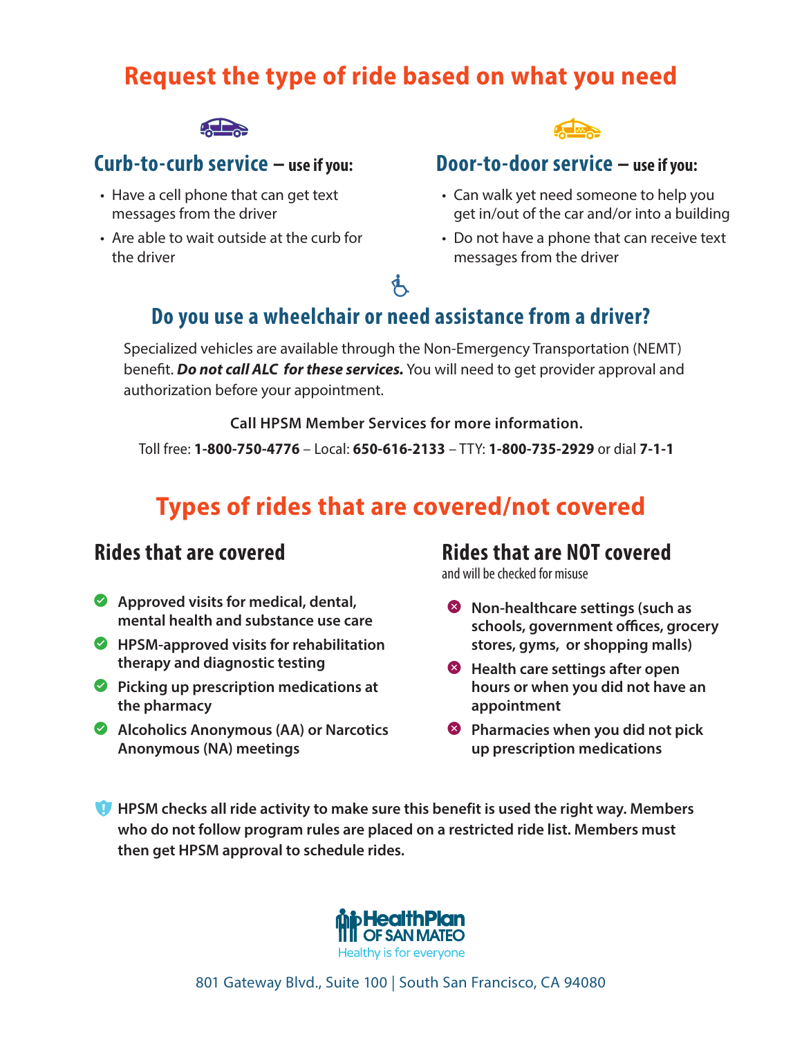# Request the type of ride based on what you need

## Curb-to-curb service – use if you:

- Have a cell phone that can get text messages from the driver
- Are able to wait outside at the curb for the driver

## Door-to-door service – use if you:

- Can walk yet need someone to help you get in/out of the car and/or into a building
- Do not have a phone that can receive text messages from the driver

## Do you use a wheelchair or need assistance from a driver?

Specialized vehicles are available through the Non-Emergency Transportation (NEMT) benefit. ***Do not call ALC for these services.*** You will need to get provider approval and authorization before your appointment.

**Call HPSM Member Services for more information.**

Toll free: **1-800-750-4776** – Local: **650-616-2133** – TTY: **1-800-735-2929** or dial **7-1-1**

# Types of rides that are covered/not covered

## Rides that are covered

- **Approved visits for medical, dental, mental health and substance use care**
- **HPSM-approved visits for rehabilitation therapy and diagnostic testing**
- **Picking up prescription medications at the pharmacy**
- **Alcoholics Anonymous (AA) or Narcotics Anonymous (NA) meetings**

## Rides that are NOT covered

and will be checked for misuse

- **Non-healthcare settings (such as schools, government offices, grocery stores, gyms, or shopping malls)**
- **Health care settings after open hours or when you did not have an appointment**
- **Pharmacies when you did not pick up prescription medications**

**HPSM checks all ride activity to make sure this benefit is used the right way. Members who do not follow program rules are placed on a restricted ride list. Members must then get HPSM approval to schedule rides.**

HealthPlan OF SAN MATEO
Healthy is for everyone

801 Gateway Blvd., Suite 100 | South San Francisco, CA 94080